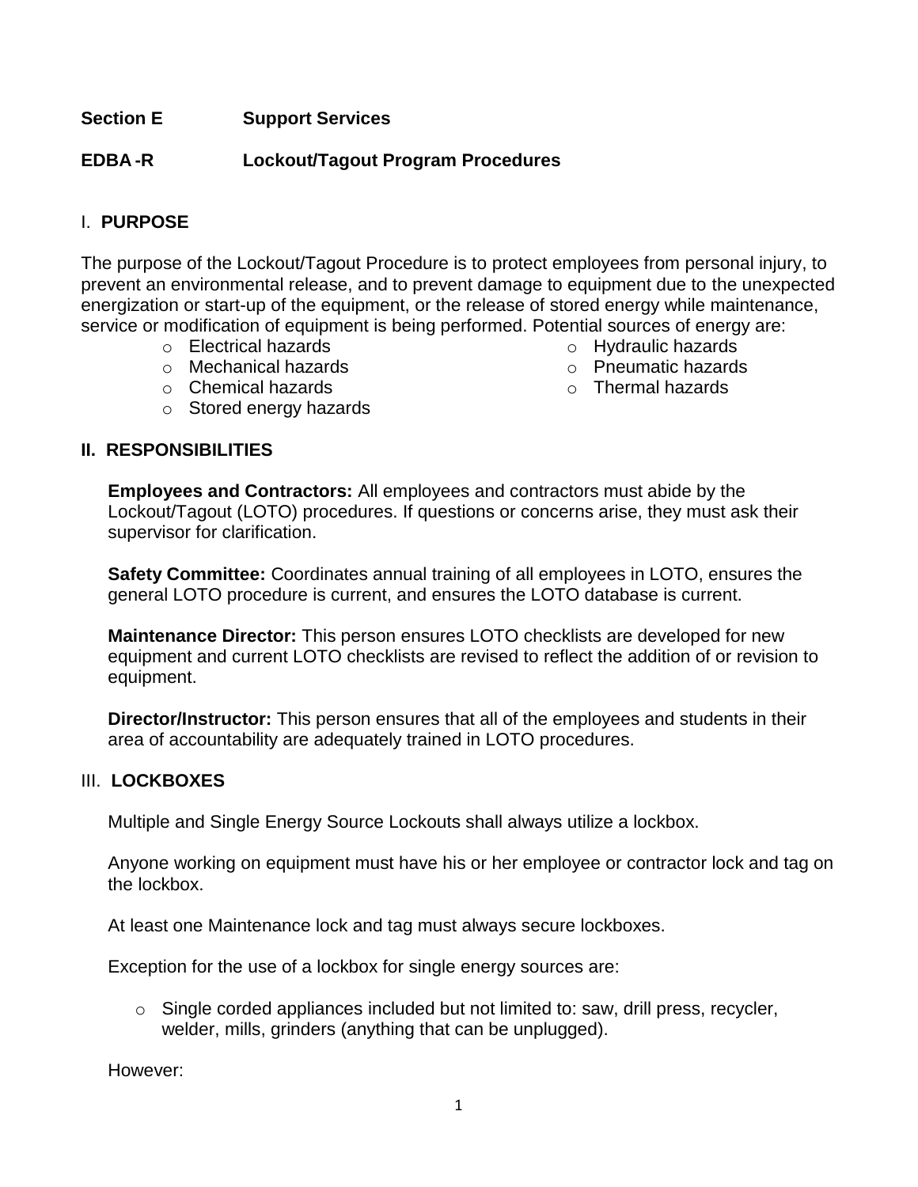**Section E Support Services**

**EDBA -R Lockout/Tagout Program Procedures**

## I. PURPOSE

The purpose of the Lockout/Tagout Procedure is to protect employees from personal injury, to prevent an environmental release, and to prevent damage to equipment due to the unexpected energization or start-up of the equipment, or the release of stored energy while maintenance, service or modification of equipment is being performed. Potential sources of energy are:

- Electrical hazards
- Mechanical hazards
- Chemical hazards
- Stored energy hazards
- Hydraulic hazards
- Pneumatic hazards
- Thermal hazards

## II. RESPONSIBILITIES

**Employees and Contractors:** All employees and contractors must abide by the Lockout/Tagout (LOTO) procedures. If questions or concerns arise, they must ask their supervisor for clarification.

**Safety Committee:** Coordinates annual training of all employees in LOTO, ensures the general LOTO procedure is current, and ensures the LOTO database is current.

**Maintenance Director:** This person ensures LOTO checklists are developed for new equipment and current LOTO checklists are revised to reflect the addition of or revision to equipment.

**Director/Instructor:** This person ensures that all of the employees and students in their area of accountability are adequately trained in LOTO procedures.

## III. LOCKBOXES

Multiple and Single Energy Source Lockouts shall always utilize a lockbox.

Anyone working on equipment must have his or her employee or contractor lock and tag on the lockbox.

At least one Maintenance lock and tag must always secure lockboxes.

Exception for the use of a lockbox for single energy sources are:

- Single corded appliances included but not limited to: saw, drill press, recycler, welder, mills, grinders (anything that can be unplugged).

However: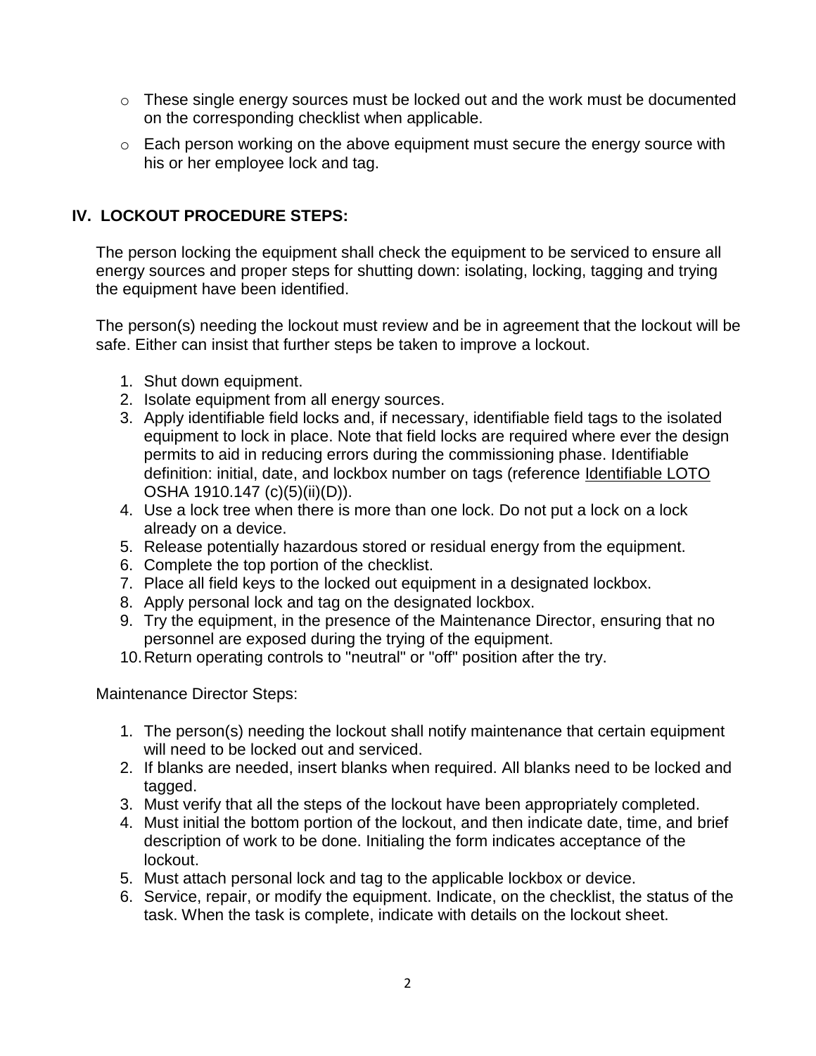- These single energy sources must be locked out and the work must be documented on the corresponding checklist when applicable.
- Each person working on the above equipment must secure the energy source with his or her employee lock and tag.

## IV. LOCKOUT PROCEDURE STEPS:

The person locking the equipment shall check the equipment to be serviced to ensure all energy sources and proper steps for shutting down: isolating, locking, tagging and trying the equipment have been identified.

The person(s) needing the lockout must review and be in agreement that the lockout will be safe. Either can insist that further steps be taken to improve a lockout.

1. Shut down equipment.
2. Isolate equipment from all energy sources.
3. Apply identifiable field locks and, if necessary, identifiable field tags to the isolated equipment to lock in place. Note that field locks are required where ever the design permits to aid in reducing errors during the commissioning phase. Identifiable definition: initial, date, and lockbox number on tags (reference Identifiable LOTO OSHA 1910.147 (c)(5)(ii)(D)).
4. Use a lock tree when there is more than one lock. Do not put a lock on a lock already on a device.
5. Release potentially hazardous stored or residual energy from the equipment.
6. Complete the top portion of the checklist.
7. Place all field keys to the locked out equipment in a designated lockbox.
8. Apply personal lock and tag on the designated lockbox.
9. Try the equipment, in the presence of the Maintenance Director, ensuring that no personnel are exposed during the trying of the equipment.
10. Return operating controls to "neutral" or "off" position after the try.

Maintenance Director Steps:

1. The person(s) needing the lockout shall notify maintenance that certain equipment will need to be locked out and serviced.
2. If blanks are needed, insert blanks when required. All blanks need to be locked and tagged.
3. Must verify that all the steps of the lockout have been appropriately completed.
4. Must initial the bottom portion of the lockout, and then indicate date, time, and brief description of work to be done. Initialing the form indicates acceptance of the lockout.
5. Must attach personal lock and tag to the applicable lockbox or device.
6. Service, repair, or modify the equipment. Indicate, on the checklist, the status of the task. When the task is complete, indicate with details on the lockout sheet.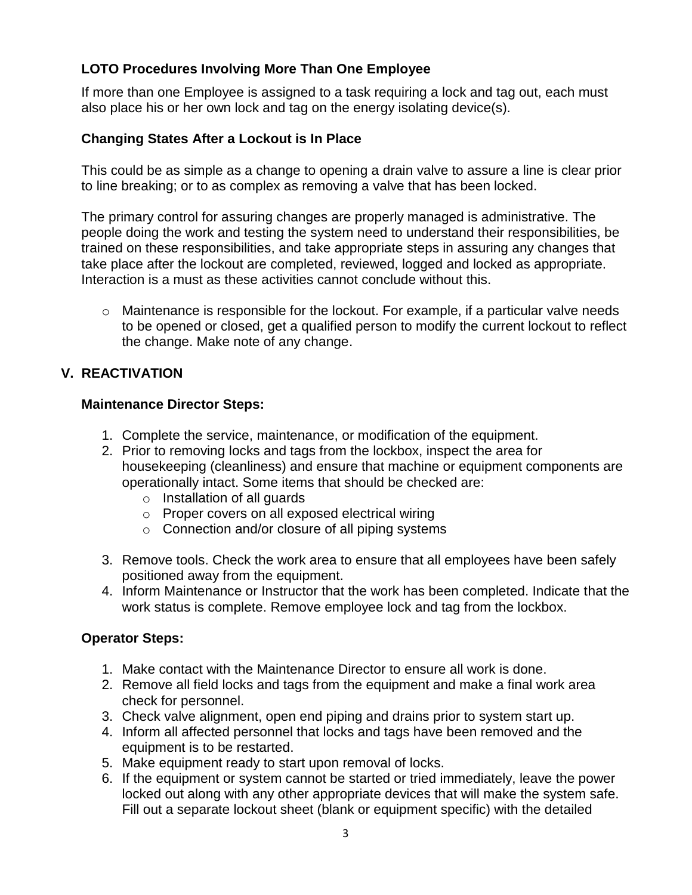### LOTO Procedures Involving More Than One Employee

If more than one Employee is assigned to a task requiring a lock and tag out, each must also place his or her own lock and tag on the energy isolating device(s).

### Changing States After a Lockout is In Place

This could be as simple as a change to opening a drain valve to assure a line is clear prior to line breaking; or to as complex as removing a valve that has been locked.

The primary control for assuring changes are properly managed is administrative. The people doing the work and testing the system need to understand their responsibilities, be trained on these responsibilities, and take appropriate steps in assuring any changes that take place after the lockout are completed, reviewed, logged and locked as appropriate. Interaction is a must as these activities cannot conclude without this.

- Maintenance is responsible for the lockout. For example, if a particular valve needs to be opened or closed, get a qualified person to modify the current lockout to reflect the change. Make note of any change.

## V. REACTIVATION

### Maintenance Director Steps:

1. Complete the service, maintenance, or modification of the equipment.
2. Prior to removing locks and tags from the lockbox, inspect the area for housekeeping (cleanliness) and ensure that machine or equipment components are operationally intact. Some items that should be checked are:
   - Installation of all guards
   - Proper covers on all exposed electrical wiring
   - Connection and/or closure of all piping systems
3. Remove tools. Check the work area to ensure that all employees have been safely positioned away from the equipment.
4. Inform Maintenance or Instructor that the work has been completed. Indicate that the work status is complete. Remove employee lock and tag from the lockbox.

### Operator Steps:

1. Make contact with the Maintenance Director to ensure all work is done.
2. Remove all field locks and tags from the equipment and make a final work area check for personnel.
3. Check valve alignment, open end piping and drains prior to system start up.
4. Inform all affected personnel that locks and tags have been removed and the equipment is to be restarted.
5. Make equipment ready to start upon removal of locks.
6. If the equipment or system cannot be started or tried immediately, leave the power locked out along with any other appropriate devices that will make the system safe. Fill out a separate lockout sheet (blank or equipment specific) with the detailed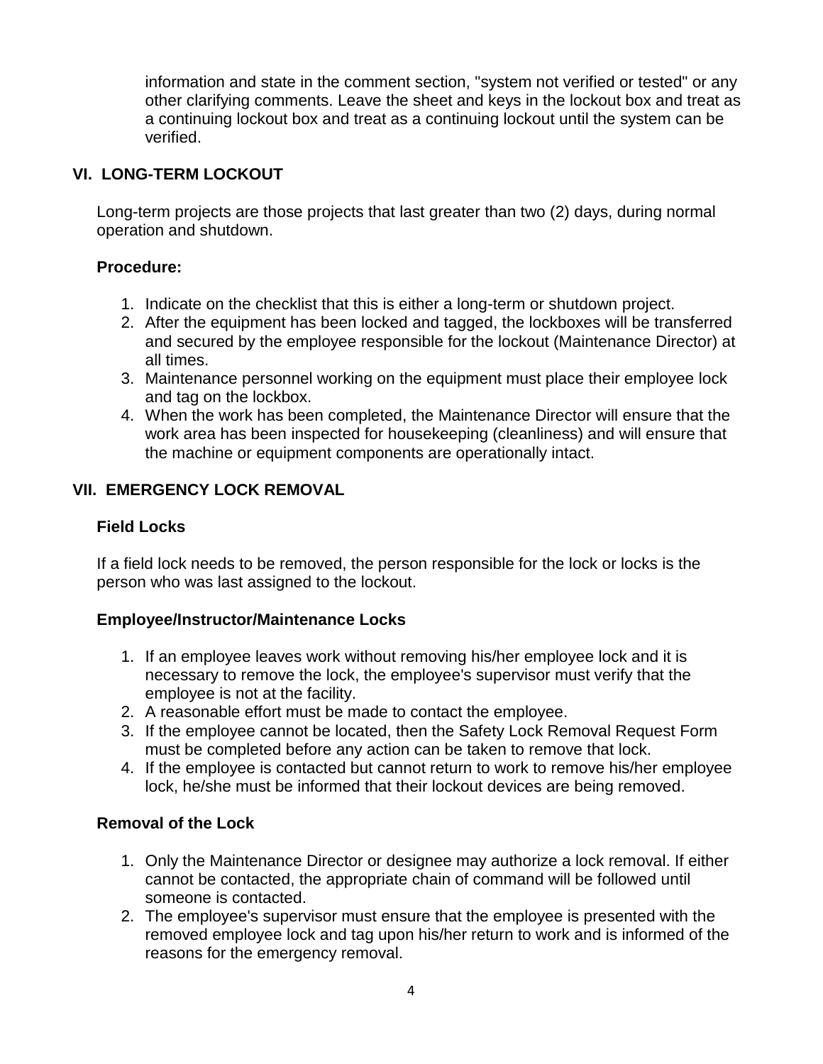information and state in the comment section, "system not verified or tested" or any other clarifying comments. Leave the sheet and keys in the lockout box and treat as a continuing lockout box and treat as a continuing lockout until the system can be verified.

## VI. LONG-TERM LOCKOUT

Long-term projects are those projects that last greater than two (2) days, during normal operation and shutdown.

### Procedure:

1. Indicate on the checklist that this is either a long-term or shutdown project.
2. After the equipment has been locked and tagged, the lockboxes will be transferred and secured by the employee responsible for the lockout (Maintenance Director) at all times.
3. Maintenance personnel working on the equipment must place their employee lock and tag on the lockbox.
4. When the work has been completed, the Maintenance Director will ensure that the work area has been inspected for housekeeping (cleanliness) and will ensure that the machine or equipment components are operationally intact.

## VII. EMERGENCY LOCK REMOVAL

### Field Locks

If a field lock needs to be removed, the person responsible for the lock or locks is the person who was last assigned to the lockout.

### Employee/Instructor/Maintenance Locks

1. If an employee leaves work without removing his/her employee lock and it is necessary to remove the lock, the employee's supervisor must verify that the employee is not at the facility.
2. A reasonable effort must be made to contact the employee.
3. If the employee cannot be located, then the Safety Lock Removal Request Form must be completed before any action can be taken to remove that lock.
4. If the employee is contacted but cannot return to work to remove his/her employee lock, he/she must be informed that their lockout devices are being removed.

### Removal of the Lock

1. Only the Maintenance Director or designee may authorize a lock removal. If either cannot be contacted, the appropriate chain of command will be followed until someone is contacted.
2. The employee's supervisor must ensure that the employee is presented with the removed employee lock and tag upon his/her return to work and is informed of the reasons for the emergency removal.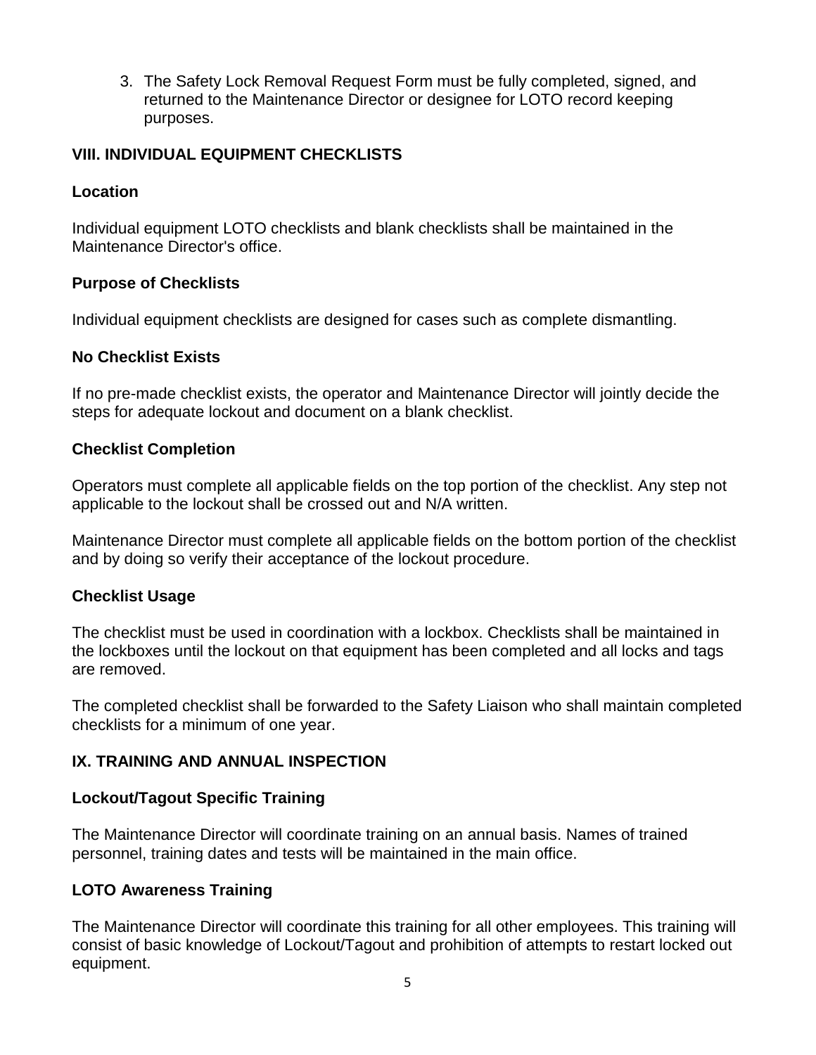3. The Safety Lock Removal Request Form must be fully completed, signed, and returned to the Maintenance Director or designee for LOTO record keeping purposes.

## VIII. INDIVIDUAL EQUIPMENT CHECKLISTS

### Location

Individual equipment LOTO checklists and blank checklists shall be maintained in the Maintenance Director's office.

### Purpose of Checklists

Individual equipment checklists are designed for cases such as complete dismantling.

### No Checklist Exists

If no pre-made checklist exists, the operator and Maintenance Director will jointly decide the steps for adequate lockout and document on a blank checklist.

### Checklist Completion

Operators must complete all applicable fields on the top portion of the checklist. Any step not applicable to the lockout shall be crossed out and N/A written.

Maintenance Director must complete all applicable fields on the bottom portion of the checklist and by doing so verify their acceptance of the lockout procedure.

### Checklist Usage

The checklist must be used in coordination with a lockbox. Checklists shall be maintained in the lockboxes until the lockout on that equipment has been completed and all locks and tags are removed.

The completed checklist shall be forwarded to the Safety Liaison who shall maintain completed checklists for a minimum of one year.

## IX. TRAINING AND ANNUAL INSPECTION

### Lockout/Tagout Specific Training

The Maintenance Director will coordinate training on an annual basis. Names of trained personnel, training dates and tests will be maintained in the main office.

### LOTO Awareness Training

The Maintenance Director will coordinate this training for all other employees. This training will consist of basic knowledge of Lockout/Tagout and prohibition of attempts to restart locked out equipment.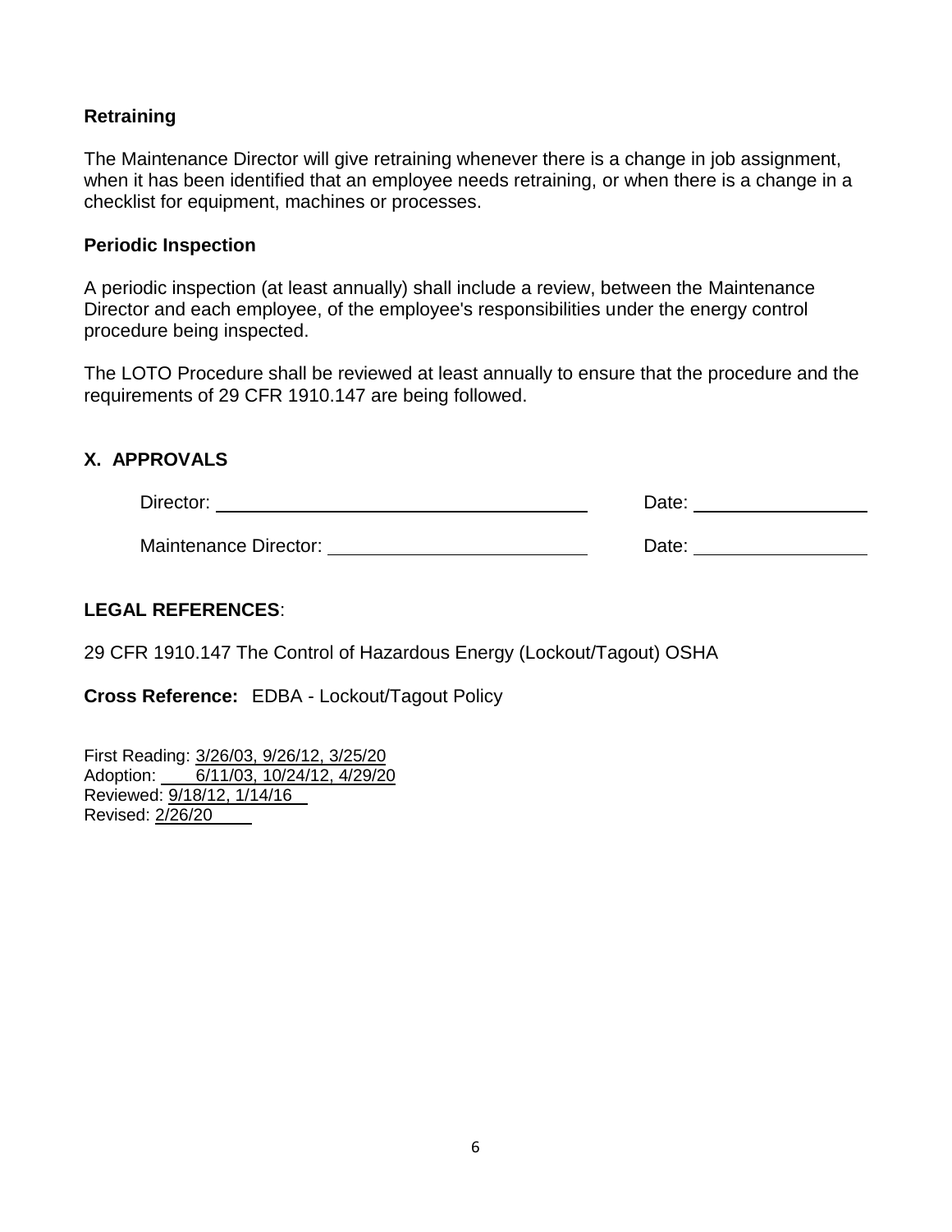**Retraining**

The Maintenance Director will give retraining whenever there is a change in job assignment, when it has been identified that an employee needs retraining, or when there is a change in a checklist for equipment, machines or processes.

**Periodic Inspection**

A periodic inspection (at least annually) shall include a review, between the Maintenance Director and each employee, of the employee's responsibilities under the energy control procedure being inspected.

The LOTO Procedure shall be reviewed at least annually to ensure that the procedure and the requirements of 29 CFR 1910.147 are being followed.

## X. APPROVALS

Director: ______________________________ Date: ______________

Maintenance Director: ____________________ Date: ______________

**LEGAL REFERENCES**:

29 CFR 1910.147 The Control of Hazardous Energy (Lockout/Tagout) OSHA

**Cross Reference:** EDBA - Lockout/Tagout Policy

First Reading: 3/26/03, 9/26/12, 3/25/20
Adoption: 6/11/03, 10/24/12, 4/29/20
Reviewed: 9/18/12, 1/14/16
Revised: 2/26/20